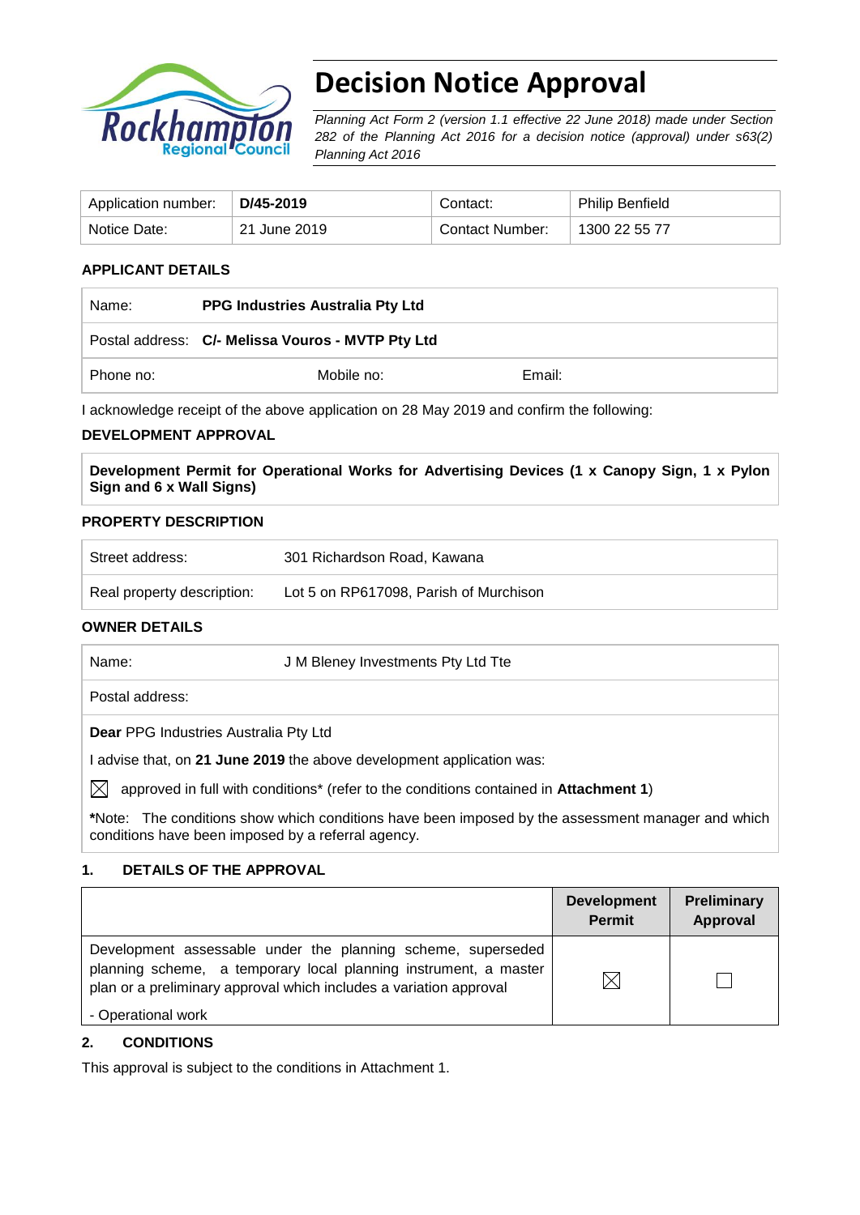# Decision Notice Approval

*Planning Act Form 2 (version 1.1 effective 22 June 2018) made under Section 282 of the Planning Act 2016 for a decision notice (approval) under s63(2) Planning Act 2016*

| Application number: | **D/45-2019** | Contact: | Philip Benfield |
|---|---|---|---|
| Notice Date: | 21 June 2019 | Contact Number: | 1300 22 55 77 |

**APPLICANT DETAILS**

| Name: | **PPG Industries Australia Pty Ltd** | |
|---|---|---|
| Postal address: | **C/- Melissa Vouros - MVTP Pty Ltd** | |
| Phone no: | Mobile no: | Email: |

I acknowledge receipt of the above application on 28 May 2019 and confirm the following:

**DEVELOPMENT APPROVAL**

**Development Permit for Operational Works for Advertising Devices (1 x Canopy Sign, 1 x Pylon Sign and 6 x Wall Signs)**

**PROPERTY DESCRIPTION**

| Street address: | 301 Richardson Road, Kawana |
|---|---|
| Real property description: | Lot 5 on RP617098, Parish of Murchison |

**OWNER DETAILS**

| Name: | J M Bleney Investments Pty Ltd Tte |
|---|---|
| Postal address: | |

**Dear** PPG Industries Australia Pty Ltd

I advise that, on **21 June 2019** the above development application was:

☒ approved in full with conditions* (refer to the conditions contained in **Attachment 1**)

***Note:** The conditions show which conditions have been imposed by the assessment manager and which conditions have been imposed by a referral agency.

## 1. DETAILS OF THE APPROVAL

| | Development Permit | Preliminary Approval |
|---|---|---|
| Development assessable under the planning scheme, superseded planning scheme, a temporary local planning instrument, a master plan or a preliminary approval which includes a variation approval<br>- Operational work | ☒ | ☐ |

## 2. CONDITIONS

This approval is subject to the conditions in Attachment 1.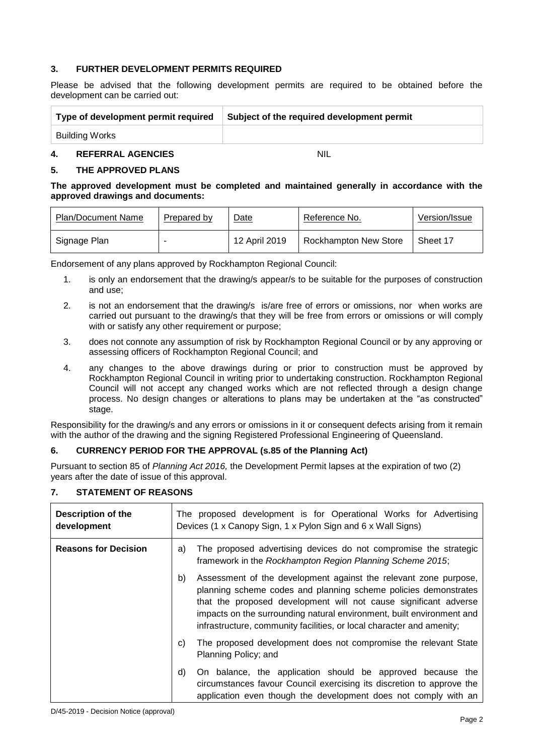## 3. FURTHER DEVELOPMENT PERMITS REQUIRED

Please be advised that the following development permits are required to be obtained before the development can be carried out:

| Type of development permit required | Subject of the required development permit |
|---|---|
| Building Works | |

## 4. REFERRAL AGENCIES

NIL

## 5. THE APPROVED PLANS

**The approved development must be completed and maintained generally in accordance with the approved drawings and documents:**

| Plan/Document Name | Prepared by | Date | Reference No. | Version/Issue |
|---|---|---|---|---|
| Signage Plan | - | 12 April 2019 | Rockhampton New Store | Sheet 17 |

Endorsement of any plans approved by Rockhampton Regional Council:

1. is only an endorsement that the drawing/s appear/s to be suitable for the purposes of construction and use;
2. is not an endorsement that the drawing/s is/are free of errors or omissions, nor when works are carried out pursuant to the drawing/s that they will be free from errors or omissions or will comply with or satisfy any other requirement or purpose;
3. does not connote any assumption of risk by Rockhampton Regional Council or by any approving or assessing officers of Rockhampton Regional Council; and
4. any changes to the above drawings during or prior to construction must be approved by Rockhampton Regional Council in writing prior to undertaking construction. Rockhampton Regional Council will not accept any changed works which are not reflected through a design change process. No design changes or alterations to plans may be undertaken at the "as constructed" stage.

Responsibility for the drawing/s and any errors or omissions in it or consequent defects arising from it remain with the author of the drawing and the signing Registered Professional Engineering of Queensland.

## 6. CURRENCY PERIOD FOR THE APPROVAL (s.85 of the Planning Act)

Pursuant to section 85 of *Planning Act 2016,* the Development Permit lapses at the expiration of two (2) years after the date of issue of this approval.

## 7. STATEMENT OF REASONS

| Description of the development | The proposed development is for Operational Works for Advertising Devices (1 x Canopy Sign, 1 x Pylon Sign and 6 x Wall Signs) |
|---|---|
| **Reasons for Decision** | a) The proposed advertising devices do not compromise the strategic framework in the *Rockhampton Region Planning Scheme 2015*; <br> b) Assessment of the development against the relevant zone purpose, planning scheme codes and planning scheme policies demonstrates that the proposed development will not cause significant adverse impacts on the surrounding natural environment, built environment and infrastructure, community facilities, or local character and amenity; <br> c) The proposed development does not compromise the relevant State Planning Policy; and <br> d) On balance, the application should be approved because the circumstances favour Council exercising its discretion to approve the application even though the development does not comply with an |

D/45-2019 - Decision Notice (approval)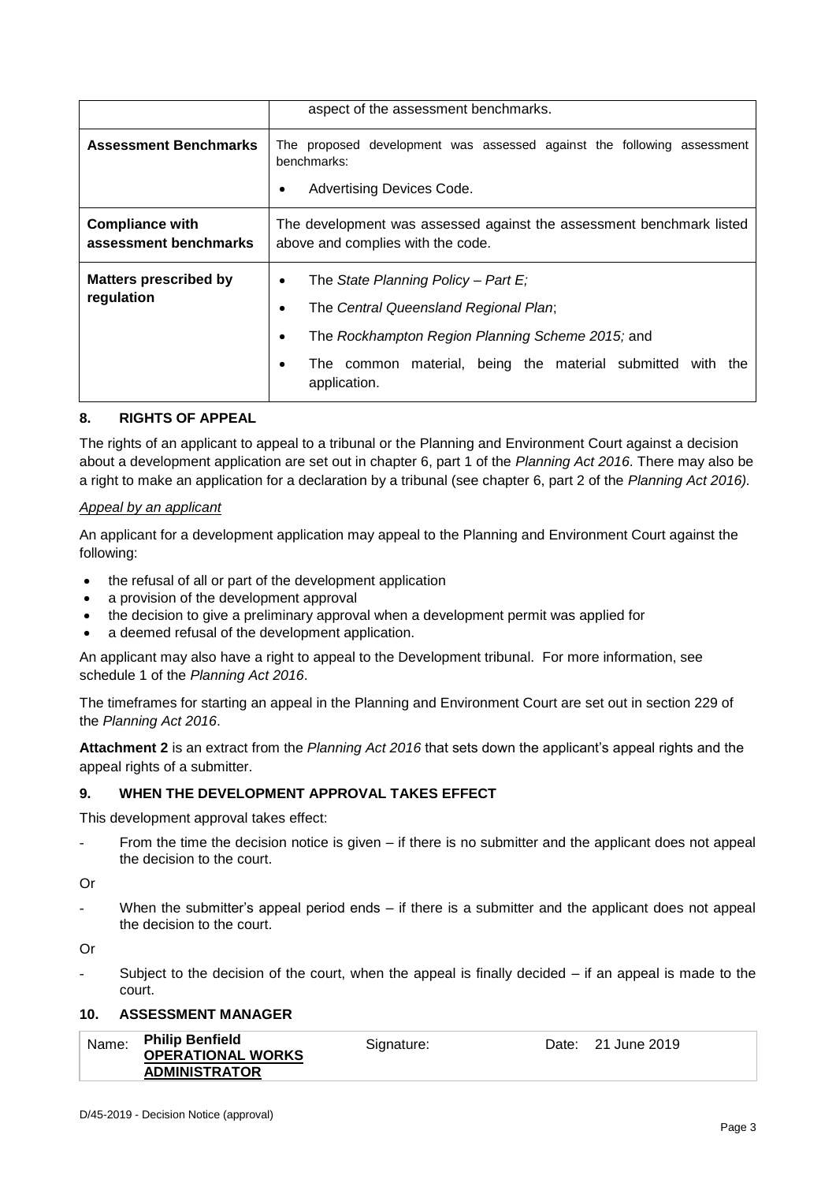| | |
|---|---|
| | aspect of the assessment benchmarks. |
| **Assessment Benchmarks** | The proposed development was assessed against the following assessment benchmarks:<br>• Advertising Devices Code. |
| **Compliance with assessment benchmarks** | The development was assessed against the assessment benchmark listed above and complies with the code. |
| **Matters prescribed by regulation** | • The *State Planning Policy – Part E;*<br>• The *Central Queensland Regional Plan*;<br>• The *Rockhampton Region Planning Scheme 2015;* and<br>• The common material, being the material submitted with the application. |

## 8. RIGHTS OF APPEAL

The rights of an applicant to appeal to a tribunal or the Planning and Environment Court against a decision about a development application are set out in chapter 6, part 1 of the *Planning Act 2016*. There may also be a right to make an application for a declaration by a tribunal (see chapter 6, part 2 of the *Planning Act 2016).*

*Appeal by an applicant*

An applicant for a development application may appeal to the Planning and Environment Court against the following:

- the refusal of all or part of the development application
- a provision of the development approval
- the decision to give a preliminary approval when a development permit was applied for
- a deemed refusal of the development application.

An applicant may also have a right to appeal to the Development tribunal. For more information, see schedule 1 of the *Planning Act 2016*.

The timeframes for starting an appeal in the Planning and Environment Court are set out in section 229 of the *Planning Act 2016*.

**Attachment 2** is an extract from the *Planning Act 2016* that sets down the applicant's appeal rights and the appeal rights of a submitter.

## 9. WHEN THE DEVELOPMENT APPROVAL TAKES EFFECT

This development approval takes effect:

- From the time the decision notice is given – if there is no submitter and the applicant does not appeal the decision to the court.

Or

- When the submitter's appeal period ends – if there is a submitter and the applicant does not appeal the decision to the court.

Or

- Subject to the decision of the court, when the appeal is finally decided – if an appeal is made to the court.

## 10. ASSESSMENT MANAGER

| | | | |
|---|---|---|---|
| Name: **Philip Benfield**<br>**OPERATIONAL WORKS ADMINISTRATOR** | Signature: | Date: | 21 June 2019 |

D/45-2019 - Decision Notice (approval)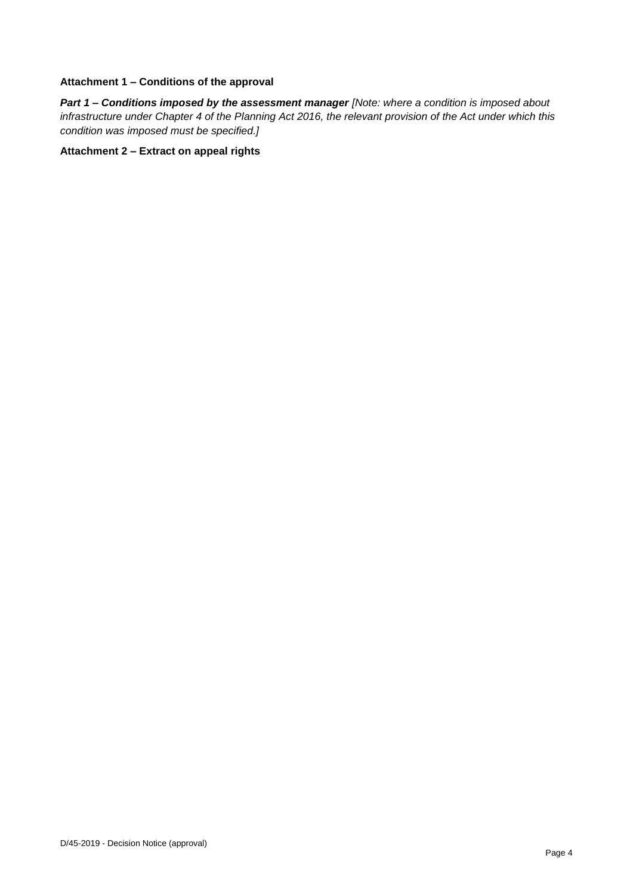**Attachment 1 – Conditions of the approval**

***Part 1 – Conditions imposed by the assessment manager*** *[Note: where a condition is imposed about infrastructure under Chapter 4 of the Planning Act 2016, the relevant provision of the Act under which this condition was imposed must be specified.]*

**Attachment 2 – Extract on appeal rights**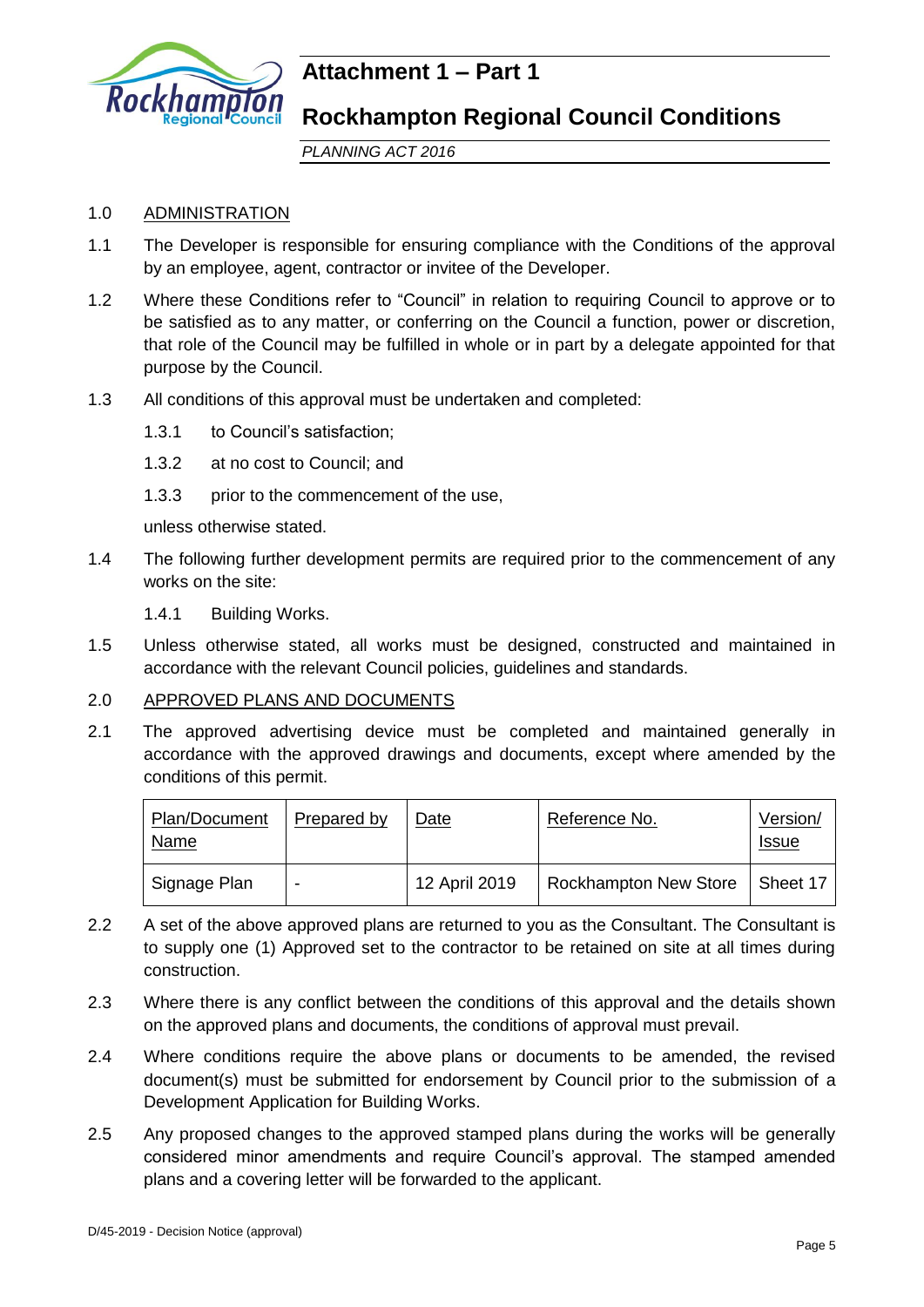# Attachment 1 – Part 1

## Rockhampton Regional Council Conditions

*PLANNING ACT 2016*

1.0 ADMINISTRATION

1.1 The Developer is responsible for ensuring compliance with the Conditions of the approval by an employee, agent, contractor or invitee of the Developer.

1.2 Where these Conditions refer to "Council" in relation to requiring Council to approve or to be satisfied as to any matter, or conferring on the Council a function, power or discretion, that role of the Council may be fulfilled in whole or in part by a delegate appointed for that purpose by the Council.

1.3 All conditions of this approval must be undertaken and completed:

1.3.1 to Council's satisfaction;

1.3.2 at no cost to Council; and

1.3.3 prior to the commencement of the use,

unless otherwise stated.

1.4 The following further development permits are required prior to the commencement of any works on the site:

1.4.1 Building Works.

1.5 Unless otherwise stated, all works must be designed, constructed and maintained in accordance with the relevant Council policies, guidelines and standards.

2.0 APPROVED PLANS AND DOCUMENTS

2.1 The approved advertising device must be completed and maintained generally in accordance with the approved drawings and documents, except where amended by the conditions of this permit.

| Plan/Document Name | Prepared by | Date | Reference No. | Version/ Issue |
|---|---|---|---|---|
| Signage Plan | - | 12 April 2019 | Rockhampton New Store | Sheet 17 |

2.2 A set of the above approved plans are returned to you as the Consultant. The Consultant is to supply one (1) Approved set to the contractor to be retained on site at all times during construction.

2.3 Where there is any conflict between the conditions of this approval and the details shown on the approved plans and documents, the conditions of approval must prevail.

2.4 Where conditions require the above plans or documents to be amended, the revised document(s) must be submitted for endorsement by Council prior to the submission of a Development Application for Building Works.

2.5 Any proposed changes to the approved stamped plans during the works will be generally considered minor amendments and require Council's approval. The stamped amended plans and a covering letter will be forwarded to the applicant.

D/45-2019 - Decision Notice (approval)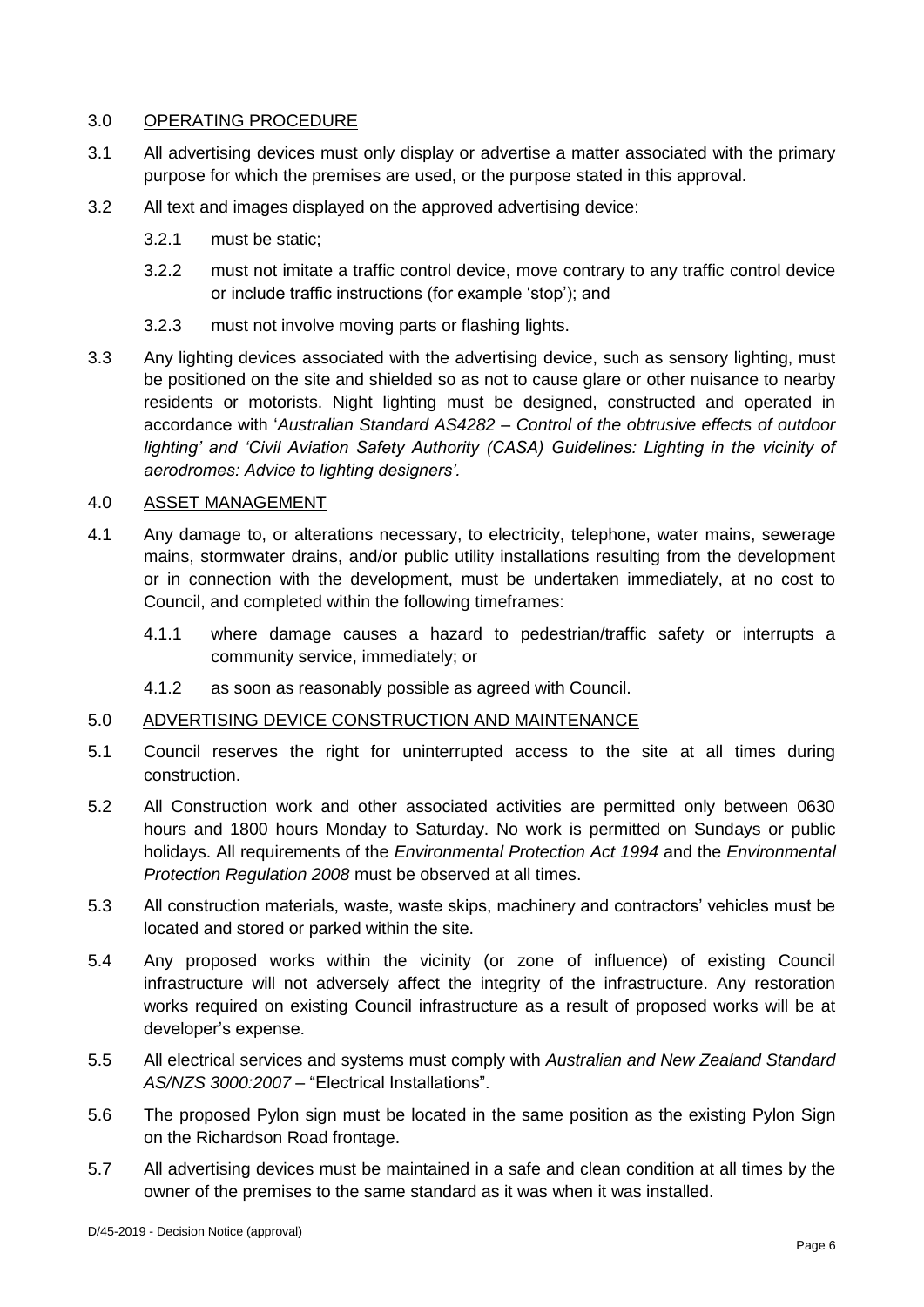## 3.0 OPERATING PROCEDURE

3.1 All advertising devices must only display or advertise a matter associated with the primary purpose for which the premises are used, or the purpose stated in this approval.

3.2 All text and images displayed on the approved advertising device:

3.2.1 must be static;

3.2.2 must not imitate a traffic control device, move contrary to any traffic control device or include traffic instructions (for example 'stop'); and

3.2.3 must not involve moving parts or flashing lights.

3.3 Any lighting devices associated with the advertising device, such as sensory lighting, must be positioned on the site and shielded so as not to cause glare or other nuisance to nearby residents or motorists. Night lighting must be designed, constructed and operated in accordance with '*Australian Standard AS4282 – Control of the obtrusive effects of outdoor lighting' and 'Civil Aviation Safety Authority (CASA) Guidelines: Lighting in the vicinity of aerodromes: Advice to lighting designers'.*

## 4.0 ASSET MANAGEMENT

4.1 Any damage to, or alterations necessary, to electricity, telephone, water mains, sewerage mains, stormwater drains, and/or public utility installations resulting from the development or in connection with the development, must be undertaken immediately, at no cost to Council, and completed within the following timeframes:

4.1.1 where damage causes a hazard to pedestrian/traffic safety or interrupts a community service, immediately; or

4.1.2 as soon as reasonably possible as agreed with Council.

## 5.0 ADVERTISING DEVICE CONSTRUCTION AND MAINTENANCE

5.1 Council reserves the right for uninterrupted access to the site at all times during construction.

5.2 All Construction work and other associated activities are permitted only between 0630 hours and 1800 hours Monday to Saturday. No work is permitted on Sundays or public holidays. All requirements of the *Environmental Protection Act 1994* and the *Environmental Protection Regulation 2008* must be observed at all times.

5.3 All construction materials, waste, waste skips, machinery and contractors' vehicles must be located and stored or parked within the site.

5.4 Any proposed works within the vicinity (or zone of influence) of existing Council infrastructure will not adversely affect the integrity of the infrastructure. Any restoration works required on existing Council infrastructure as a result of proposed works will be at developer's expense.

5.5 All electrical services and systems must comply with *Australian and New Zealand Standard AS/NZS 3000:2007* – "Electrical Installations".

5.6 The proposed Pylon sign must be located in the same position as the existing Pylon Sign on the Richardson Road frontage.

5.7 All advertising devices must be maintained in a safe and clean condition at all times by the owner of the premises to the same standard as it was when it was installed.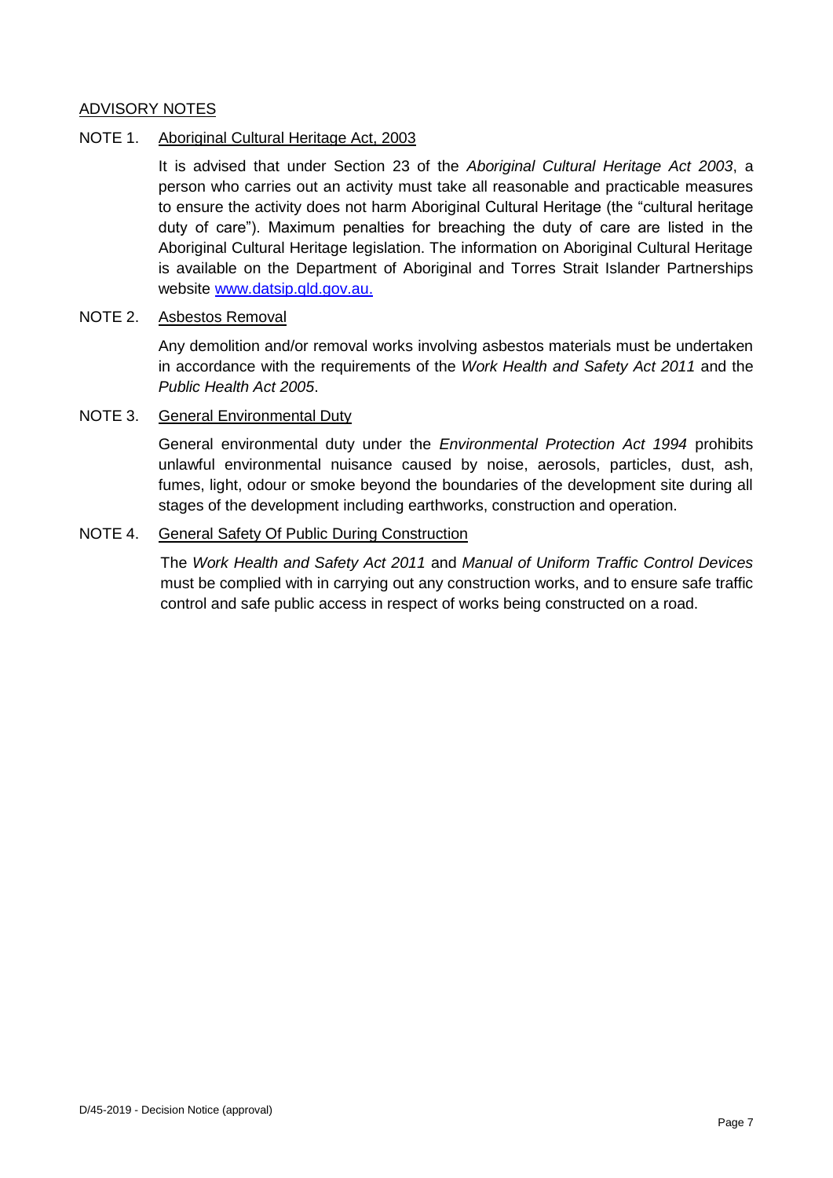## ADVISORY NOTES

### NOTE 1. Aboriginal Cultural Heritage Act, 2003

It is advised that under Section 23 of the *Aboriginal Cultural Heritage Act 2003*, a person who carries out an activity must take all reasonable and practicable measures to ensure the activity does not harm Aboriginal Cultural Heritage (the "cultural heritage duty of care"). Maximum penalties for breaching the duty of care are listed in the Aboriginal Cultural Heritage legislation. The information on Aboriginal Cultural Heritage is available on the Department of Aboriginal and Torres Strait Islander Partnerships website [www.datsip.qld.gov.au.](http://www.datsip.qld.gov.au)

### NOTE 2. Asbestos Removal

Any demolition and/or removal works involving asbestos materials must be undertaken in accordance with the requirements of the *Work Health and Safety Act 2011* and the *Public Health Act 2005*.

### NOTE 3. General Environmental Duty

General environmental duty under the *Environmental Protection Act 1994* prohibits unlawful environmental nuisance caused by noise, aerosols, particles, dust, ash, fumes, light, odour or smoke beyond the boundaries of the development site during all stages of the development including earthworks, construction and operation.

### NOTE 4. General Safety Of Public During Construction

The *Work Health and Safety Act 2011* and *Manual of Uniform Traffic Control Devices* must be complied with in carrying out any construction works, and to ensure safe traffic control and safe public access in respect of works being constructed on a road.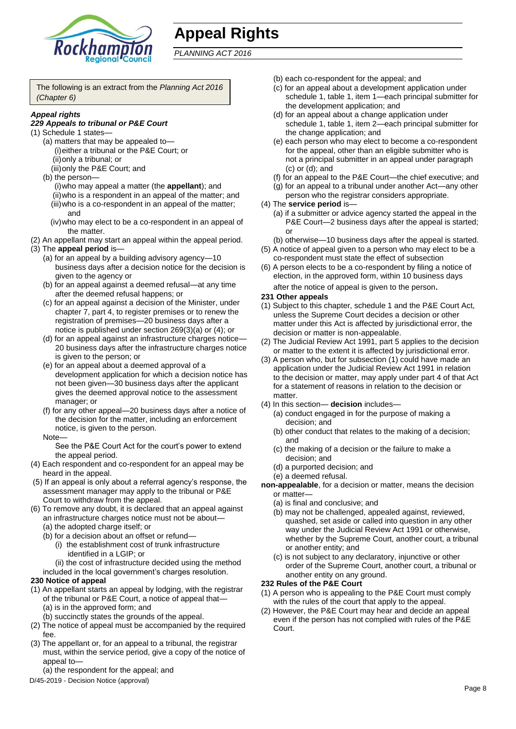# Appeal Rights

*PLANNING ACT 2016*

The following is an extract from the *Planning Act 2016 (Chapter 6)*

### *Appeal rights*

#### *229 Appeals to tribunal or P&E Court*

(1) Schedule 1 states—
   (a) matters that may be appealed to—
      (i) either a tribunal or the P&E Court; or
      (ii) only a tribunal; or
      (iii) only the P&E Court; and
   (b) the person—
      (i) who may appeal a matter (the **appellant**); and
      (ii) who is a respondent in an appeal of the matter; and
      (iii) who is a co-respondent in an appeal of the matter; and
      (iv) who may elect to be a co-respondent in an appeal of the matter.

(2) An appellant may start an appeal within the appeal period.

(3) The **appeal period** is—
   (a) for an appeal by a building advisory agency—10 business days after a decision notice for the decision is given to the agency or
   (b) for an appeal against a deemed refusal—at any time after the deemed refusal happens; or
   (c) for an appeal against a decision of the Minister, under chapter 7, part 4, to register premises or to renew the registration of premises—20 business days after a notice is published under section 269(3)(a) or (4); or
   (d) for an appeal against an infrastructure charges notice—20 business days after the infrastructure charges notice is given to the person; or
   (e) for an appeal about a deemed approval of a development application for which a decision notice has not been given—30 business days after the applicant gives the deemed approval notice to the assessment manager; or
   (f) for any other appeal—20 business days after a notice of the decision for the matter, including an enforcement notice, is given to the person.

   Note—
   See the P&E Court Act for the court's power to extend the appeal period.

(4) Each respondent and co-respondent for an appeal may be heard in the appeal.

(5) If an appeal is only about a referral agency's response, the assessment manager may apply to the tribunal or P&E Court to withdraw from the appeal.

(6) To remove any doubt, it is declared that an appeal against an infrastructure charges notice must not be about—
   (a) the adopted charge itself; or
   (b) for a decision about an offset or refund—
      (i) the establishment cost of trunk infrastructure identified in a LGIP; or
      (ii) the cost of infrastructure decided using the method included in the local government's charges resolution.

#### **230 Notice of appeal**

(1) An appellant starts an appeal by lodging, with the registrar of the tribunal or P&E Court, a notice of appeal that—
   (a) is in the approved form; and
   (b) succinctly states the grounds of the appeal.

(2) The notice of appeal must be accompanied by the required fee.

(3) The appellant or, for an appeal to a tribunal, the registrar must, within the service period, give a copy of the notice of appeal to—
   (a) the respondent for the appeal; and
   (b) each co-respondent for the appeal; and
   (c) for an appeal about a development application under schedule 1, table 1, item 1—each principal submitter for the development application; and
   (d) for an appeal about a change application under schedule 1, table 1, item 2—each principal submitter for the change application; and
   (e) each person who may elect to become a co-respondent for the appeal, other than an eligible submitter who is not a principal submitter in an appeal under paragraph (c) or (d); and
   (f) for an appeal to the P&E Court—the chief executive; and
   (g) for an appeal to a tribunal under another Act—any other person who the registrar considers appropriate.

(4) The **service period** is—
   (a) if a submitter or advice agency started the appeal in the P&E Court—2 business days after the appeal is started; or
   (b) otherwise—10 business days after the appeal is started.

(5) A notice of appeal given to a person who may elect to be a co-respondent must state the effect of subsection

(6) A person elects to be a co-respondent by filing a notice of election, in the approved form, within 10 business days after the notice of appeal is given to the person**.**

#### **231 Other appeals**

(1) Subject to this chapter, schedule 1 and the P&E Court Act, unless the Supreme Court decides a decision or other matter under this Act is affected by jurisdictional error, the decision or matter is non-appealable.

(2) The Judicial Review Act 1991, part 5 applies to the decision or matter to the extent it is affected by jurisdictional error.

(3) A person who, but for subsection (1) could have made an application under the Judicial Review Act 1991 in relation to the decision or matter, may apply under part 4 of that Act for a statement of reasons in relation to the decision or matter.

(4) In this section— **decision** includes—
   (a) conduct engaged in for the purpose of making a decision; and
   (b) other conduct that relates to the making of a decision; and
   (c) the making of a decision or the failure to make a decision; and
   (d) a purported decision; and
   (e) a deemed refusal.

**non-appealable**, for a decision or matter, means the decision or matter—
   (a) is final and conclusive; and
   (b) may not be challenged, appealed against, reviewed, quashed, set aside or called into question in any other way under the Judicial Review Act 1991 or otherwise, whether by the Supreme Court, another court, a tribunal or another entity; and
   (c) is not subject to any declaratory, injunctive or other order of the Supreme Court, another court, a tribunal or another entity on any ground.

#### **232 Rules of the P&E Court**

(1) A person who is appealing to the P&E Court must comply with the rules of the court that apply to the appeal.

(2) However, the P&E Court may hear and decide an appeal even if the person has not complied with rules of the P&E Court.

D/45-2019 - Decision Notice (approval)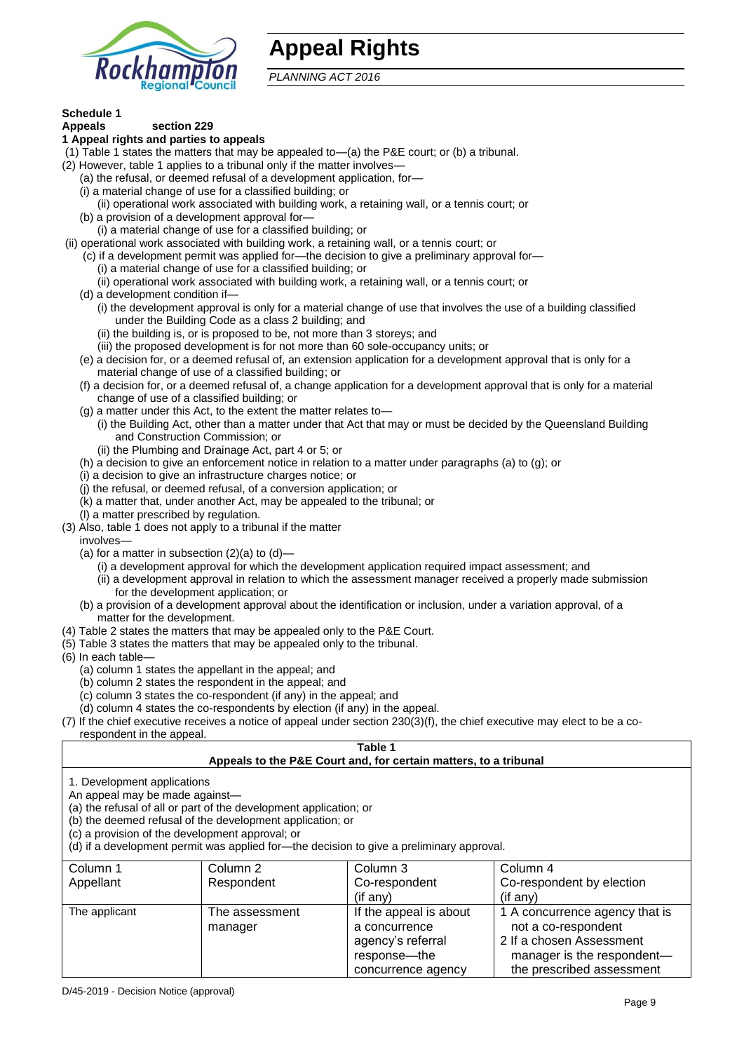# Appeal Rights

*PLANNING ACT 2016*

**Schedule 1**
**Appeals section 229**
**1 Appeal rights and parties to appeals**

(1) Table 1 states the matters that may be appealed to—(a) the P&E court; or (b) a tribunal.
(2) However, table 1 applies to a tribunal only if the matter involves—
 (a) the refusal, or deemed refusal of a development application, for—
 (i) a material change of use for a classified building; or
 (ii) operational work associated with building work, a retaining wall, or a tennis court; or
 (b) a provision of a development approval for—
 (i) a material change of use for a classified building; or
 (ii) operational work associated with building work, a retaining wall, or a tennis court; or
 (c) if a development permit was applied for—the decision to give a preliminary approval for—
 (i) a material change of use for a classified building; or
 (ii) operational work associated with building work, a retaining wall, or a tennis court; or
 (d) a development condition if—
 (i) the development approval is only for a material change of use that involves the use of a building classified under the Building Code as a class 2 building; and
 (ii) the building is, or is proposed to be, not more than 3 storeys; and
 (iii) the proposed development is for not more than 60 sole-occupancy units; or
 (e) a decision for, or a deemed refusal of, an extension application for a development approval that is only for a material change of use of a classified building; or
 (f) a decision for, or a deemed refusal of, a change application for a development approval that is only for a material change of use of a classified building; or
 (g) a matter under this Act, to the extent the matter relates to—
 (i) the Building Act, other than a matter under that Act that may or must be decided by the Queensland Building and Construction Commission; or
 (ii) the Plumbing and Drainage Act, part 4 or 5; or
 (h) a decision to give an enforcement notice in relation to a matter under paragraphs (a) to (g); or
 (i) a decision to give an infrastructure charges notice; or
 (j) the refusal, or deemed refusal, of a conversion application; or
 (k) a matter that, under another Act, may be appealed to the tribunal; or
 (l) a matter prescribed by regulation.
(3) Also, table 1 does not apply to a tribunal if the matter involves—
 (a) for a matter in subsection (2)(a) to (d)—
 (i) a development approval for which the development application required impact assessment; and
 (ii) a development approval in relation to which the assessment manager received a properly made submission for the development application; or
 (b) a provision of a development approval about the identification or inclusion, under a variation approval, of a matter for the development.
(4) Table 2 states the matters that may be appealed only to the P&E Court.
(5) Table 3 states the matters that may be appealed only to the tribunal.
(6) In each table—
 (a) column 1 states the appellant in the appeal; and
 (b) column 2 states the respondent in the appeal; and
 (c) column 3 states the co-respondent (if any) in the appeal; and
 (d) column 4 states the co-respondents by election (if any) in the appeal.
(7) If the chief executive receives a notice of appeal under section 230(3)(f), the chief executive may elect to be a co-respondent in the appeal.

**Table 1**
**Appeals to the P&E Court and, for certain matters, to a tribunal**

1. Development applications
An appeal may be made against—
(a) the refusal of all or part of the development application; or
(b) the deemed refusal of the development application; or
(c) a provision of the development approval; or
(d) if a development permit was applied for—the decision to give a preliminary approval.

| Column 1 Appellant | Column 2 Respondent | Column 3 Co-respondent (if any) | Column 4 Co-respondent by election (if any) |
|---|---|---|---|
| The applicant | The assessment manager | If the appeal is about a concurrence agency's referral response—the concurrence agency | 1 A concurrence agency that is not a co-respondent<br>2 If a chosen Assessment manager is the respondent—the prescribed assessment |

D/45-2019 - Decision Notice (approval)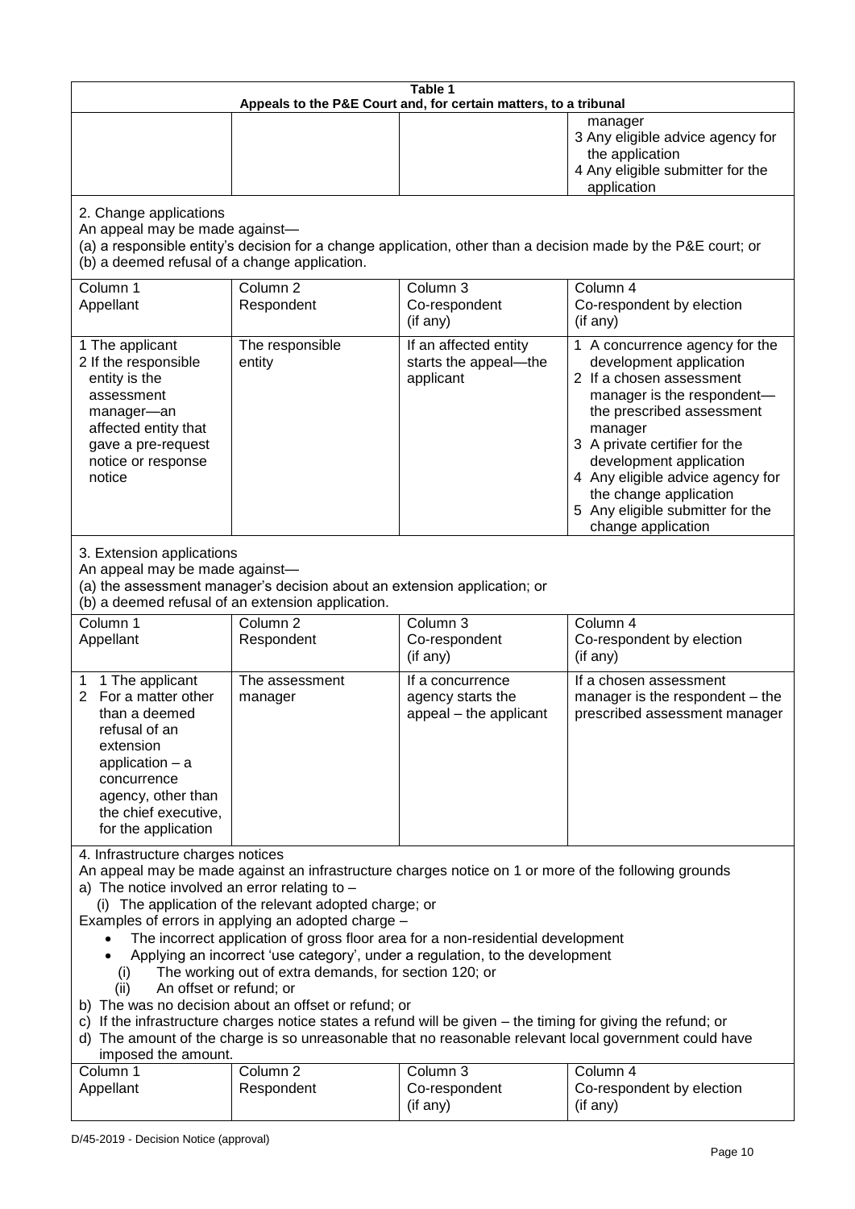| Table 1 | | | |
|---|---|---|---|
| **Appeals to the P&E Court and, for certain matters, to a tribunal** | | | |
| | | | manager<br>3 Any eligible advice agency for the application<br>4 Any eligible submitter for the application |
| 2. Change applications<br>An appeal may be made against—<br>(a) a responsible entity's decision for a change application, other than a decision made by the P&E court; or<br>(b) a deemed refusal of a change application. | | | |
| Column 1<br>Appellant | Column 2<br>Respondent | Column 3<br>Co-respondent<br>(if any) | Column 4<br>Co-respondent by election<br>(if any) |
| 1 The applicant<br>2 If the responsible entity is the assessment manager—an affected entity that gave a pre-request notice or response notice | The responsible entity | If an affected entity starts the appeal—the applicant | 1 A concurrence agency for the development application<br>2 If a chosen assessment manager is the respondent—the prescribed assessment manager<br>3 A private certifier for the development application<br>4 Any eligible advice agency for the change application<br>5 Any eligible submitter for the change application |
| 3. Extension applications<br>An appeal may be made against—<br>(a) the assessment manager's decision about an extension application; or<br>(b) a deemed refusal of an extension application. | | | |
| Column 1<br>Appellant | Column 2<br>Respondent | Column 3<br>Co-respondent<br>(if any) | Column 4<br>Co-respondent by election<br>(if any) |
| 1 1 The applicant<br>2 For a matter other than a deemed refusal of an extension application – a concurrence agency, other than the chief executive, for the application | The assessment manager | If a concurrence agency starts the appeal – the applicant | If a chosen assessment manager is the respondent – the prescribed assessment manager |
| 4. Infrastructure charges notices<br>An appeal may be made against an infrastructure charges notice on 1 or more of the following grounds<br>a) The notice involved an error relating to –<br>(i) The application of the relevant adopted charge; or<br>Examples of errors in applying an adopted charge –<br>• The incorrect application of gross floor area for a non-residential development<br>• Applying an incorrect 'use category', under a regulation, to the development<br>(i) The working out of extra demands, for section 120; or<br>(ii) An offset or refund; or<br>b) The was no decision about an offset or refund; or<br>c) If the infrastructure charges notice states a refund will be given – the timing for giving the refund; or<br>d) The amount of the charge is so unreasonable that no reasonable relevant local government could have imposed the amount. | | | |
| Column 1<br>Appellant | Column 2<br>Respondent | Column 3<br>Co-respondent<br>(if any) | Column 4<br>Co-respondent by election<br>(if any) |

D/45-2019 - Decision Notice (approval)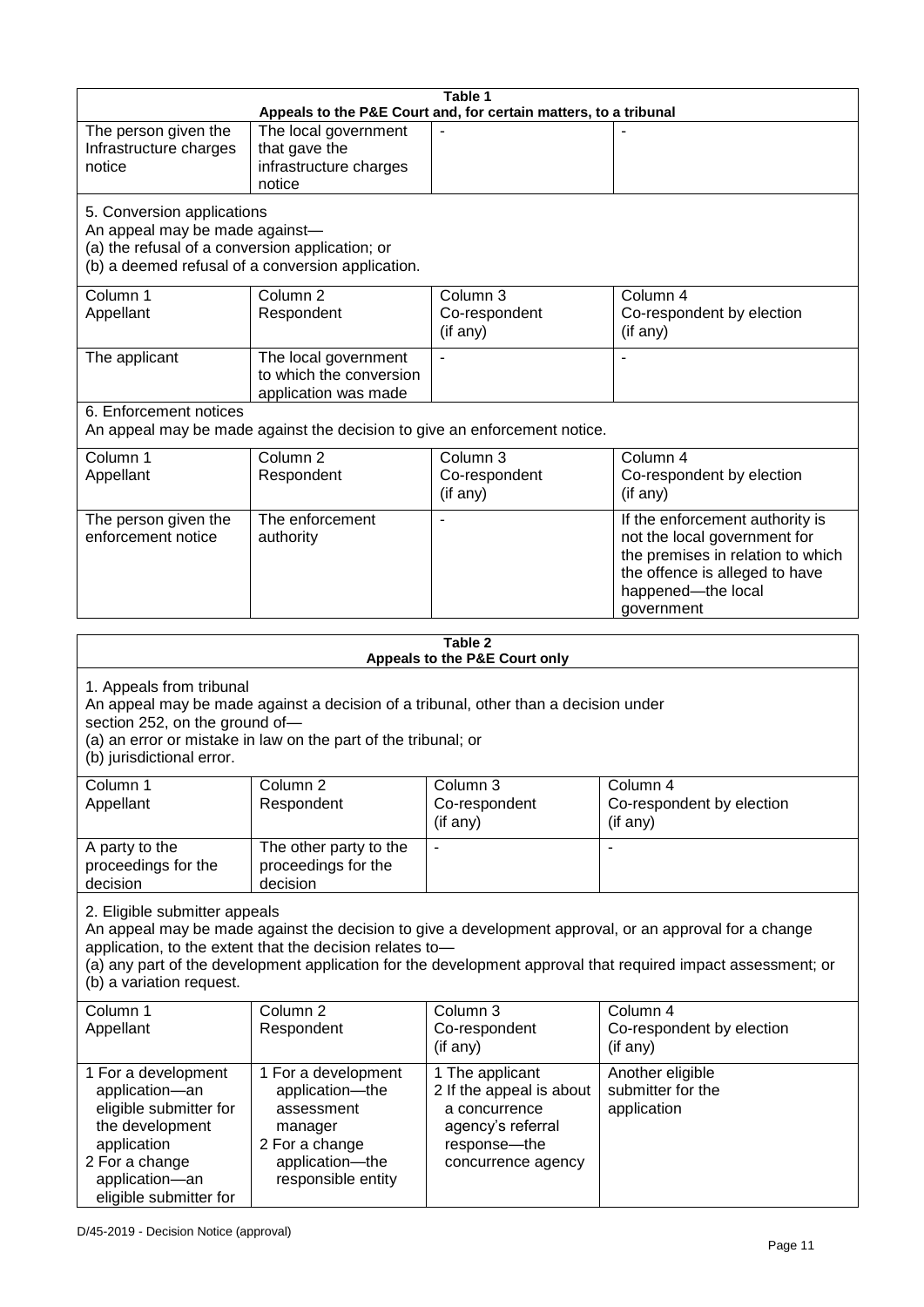**Table 1**
**Appeals to the P&E Court and, for certain matters, to a tribunal**

| | | | |
|---|---|---|---|
| The person given the Infrastructure charges notice | The local government that gave the infrastructure charges notice | - | - |
| 5. Conversion applications<br>An appeal may be made against—<br>(a) the refusal of a conversion application; or<br>(b) a deemed refusal of a conversion application. | | | |
| Column 1<br>Appellant | Column 2<br>Respondent | Column 3<br>Co-respondent<br>(if any) | Column 4<br>Co-respondent by election<br>(if any) |
| The applicant | The local government to which the conversion application was made | - | - |
| 6. Enforcement notices<br>An appeal may be made against the decision to give an enforcement notice. | | | |
| Column 1<br>Appellant | Column 2<br>Respondent | Column 3<br>Co-respondent<br>(if any) | Column 4<br>Co-respondent by election<br>(if any) |
| The person given the enforcement notice | The enforcement authority | - | If the enforcement authority is not the local government for the premises in relation to which the offence is alleged to have happened—the local government |

**Table 2**
**Appeals to the P&E Court only**

| | | | |
|---|---|---|---|
| 1. Appeals from tribunal<br>An appeal may be made against a decision of a tribunal, other than a decision under section 252, on the ground of—<br>(a) an error or mistake in law on the part of the tribunal; or<br>(b) jurisdictional error. | | | |
| Column 1<br>Appellant | Column 2<br>Respondent | Column 3<br>Co-respondent<br>(if any) | Column 4<br>Co-respondent by election<br>(if any) |
| A party to the proceedings for the decision | The other party to the proceedings for the decision | - | - |
| 2. Eligible submitter appeals<br>An appeal may be made against the decision to give a development approval, or an approval for a change application, to the extent that the decision relates to—<br>(a) any part of the development application for the development approval that required impact assessment; or<br>(b) a variation request. | | | |
| Column 1<br>Appellant | Column 2<br>Respondent | Column 3<br>Co-respondent<br>(if any) | Column 4<br>Co-respondent by election<br>(if any) |
| 1 For a development application—an eligible submitter for the development application<br>2 For a change application—an eligible submitter for | 1 For a development application—the assessment manager<br>2 For a change application—the responsible entity | 1 The applicant<br>2 If the appeal is about a concurrence agency's referral response—the concurrence agency | Another eligible submitter for the application |

D/45-2019 - Decision Notice (approval)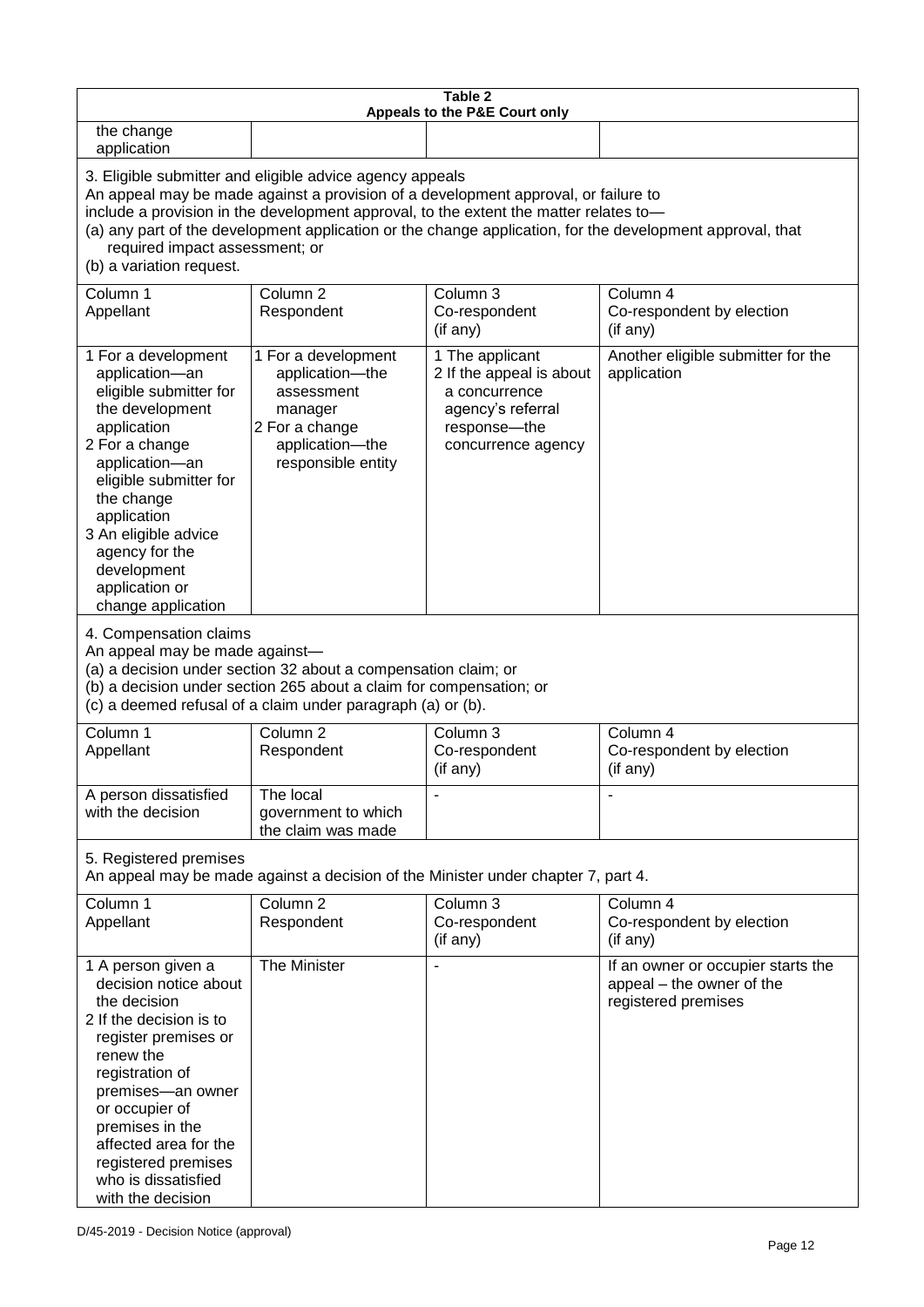**Table 2**
**Appeals to the P&E Court only**

| | | | |
|---|---|---|---|
| the change application | | | |

3. Eligible submitter and eligible advice agency appeals
An appeal may be made against a provision of a development approval, or failure to include a provision in the development approval, to the extent the matter relates to—
(a) any part of the development application or the change application, for the development approval, that required impact assessment; or
(b) a variation request.

| Column 1 Appellant | Column 2 Respondent | Column 3 Co-respondent (if any) | Column 4 Co-respondent by election (if any) |
|---|---|---|---|
| 1 For a development application—an eligible submitter for the development application<br>2 For a change application—an eligible submitter for the change application<br>3 An eligible advice agency for the development application or change application | 1 For a development application—the assessment manager<br>2 For a change application—the responsible entity | 1 The applicant<br>2 If the appeal is about a concurrence agency's referral response—the concurrence agency | Another eligible submitter for the application |

4. Compensation claims
An appeal may be made against—
(a) a decision under section 32 about a compensation claim; or
(b) a decision under section 265 about a claim for compensation; or
(c) a deemed refusal of a claim under paragraph (a) or (b).

| Column 1 Appellant | Column 2 Respondent | Column 3 Co-respondent (if any) | Column 4 Co-respondent by election (if any) |
|---|---|---|---|
| A person dissatisfied with the decision | The local government to which the claim was made | - | - |

5. Registered premises
An appeal may be made against a decision of the Minister under chapter 7, part 4.

| Column 1 Appellant | Column 2 Respondent | Column 3 Co-respondent (if any) | Column 4 Co-respondent by election (if any) |
|---|---|---|---|
| 1 A person given a decision notice about the decision<br>2 If the decision is to register premises or renew the registration of premises—an owner or occupier of premises in the affected area for the registered premises who is dissatisfied with the decision | The Minister | - | If an owner or occupier starts the appeal – the owner of the registered premises |

D/45-2019 - Decision Notice (approval)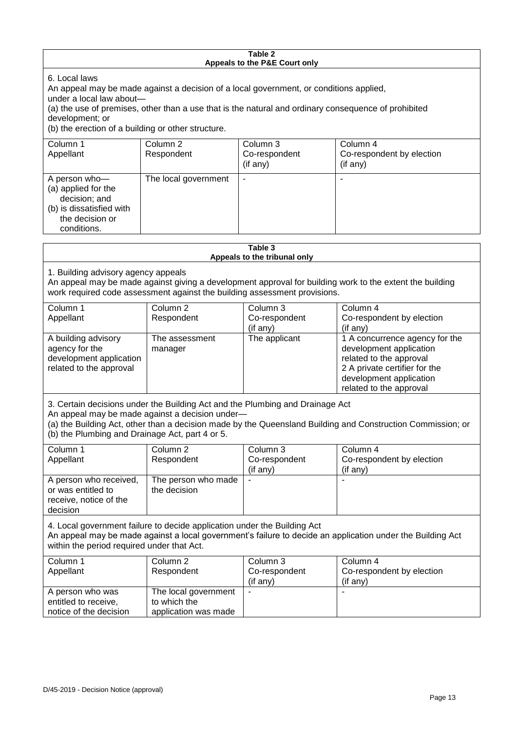**Table 2**
**Appeals to the P&E Court only**

6. Local laws

An appeal may be made against a decision of a local government, or conditions applied, under a local law about—

(a) the use of premises, other than a use that is the natural and ordinary consequence of prohibited development; or

(b) the erection of a building or other structure.

| Column 1<br>Appellant | Column 2<br>Respondent | Column 3<br>Co-respondent<br>(if any) | Column 4<br>Co-respondent by election<br>(if any) |
|---|---|---|---|
| A person who—<br>(a) applied for the decision; and<br>(b) is dissatisfied with the decision or conditions. | The local government | - | - |

**Table 3**
**Appeals to the tribunal only**

1. Building advisory agency appeals

An appeal may be made against giving a development approval for building work to the extent the building work required code assessment against the building assessment provisions.

| Column 1<br>Appellant | Column 2<br>Respondent | Column 3<br>Co-respondent<br>(if any) | Column 4<br>Co-respondent by election<br>(if any) |
|---|---|---|---|
| A building advisory agency for the development application related to the approval | The assessment manager | The applicant | 1 A concurrence agency for the development application related to the approval<br>2 A private certifier for the development application related to the approval |

3. Certain decisions under the Building Act and the Plumbing and Drainage Act

An appeal may be made against a decision under—

(a) the Building Act, other than a decision made by the Queensland Building and Construction Commission; or

(b) the Plumbing and Drainage Act, part 4 or 5.

| Column 1<br>Appellant | Column 2<br>Respondent | Column 3<br>Co-respondent<br>(if any) | Column 4<br>Co-respondent by election<br>(if any) |
|---|---|---|---|
| A person who received, or was entitled to receive, notice of the decision | The person who made the decision | - | - |

4. Local government failure to decide application under the Building Act

An appeal may be made against a local government's failure to decide an application under the Building Act within the period required under that Act.

| Column 1<br>Appellant | Column 2<br>Respondent | Column 3<br>Co-respondent<br>(if any) | Column 4<br>Co-respondent by election<br>(if any) |
|---|---|---|---|
| A person who was entitled to receive, notice of the decision | The local government to which the application was made | - | - |

D/45-2019 - Decision Notice (approval)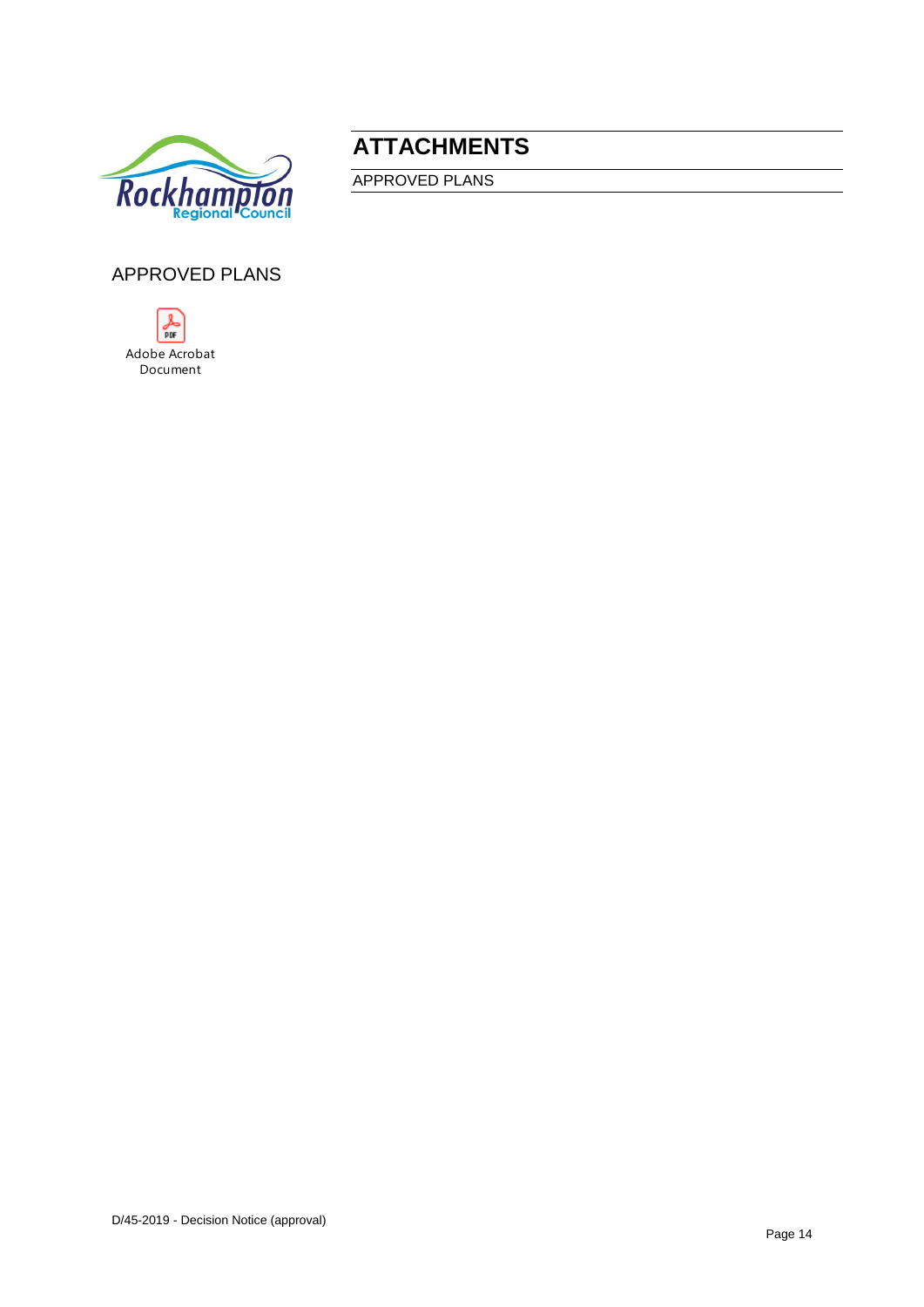# ATTACHMENTS

APPROVED PLANS

## APPROVED PLANS

Adobe Acrobat Document